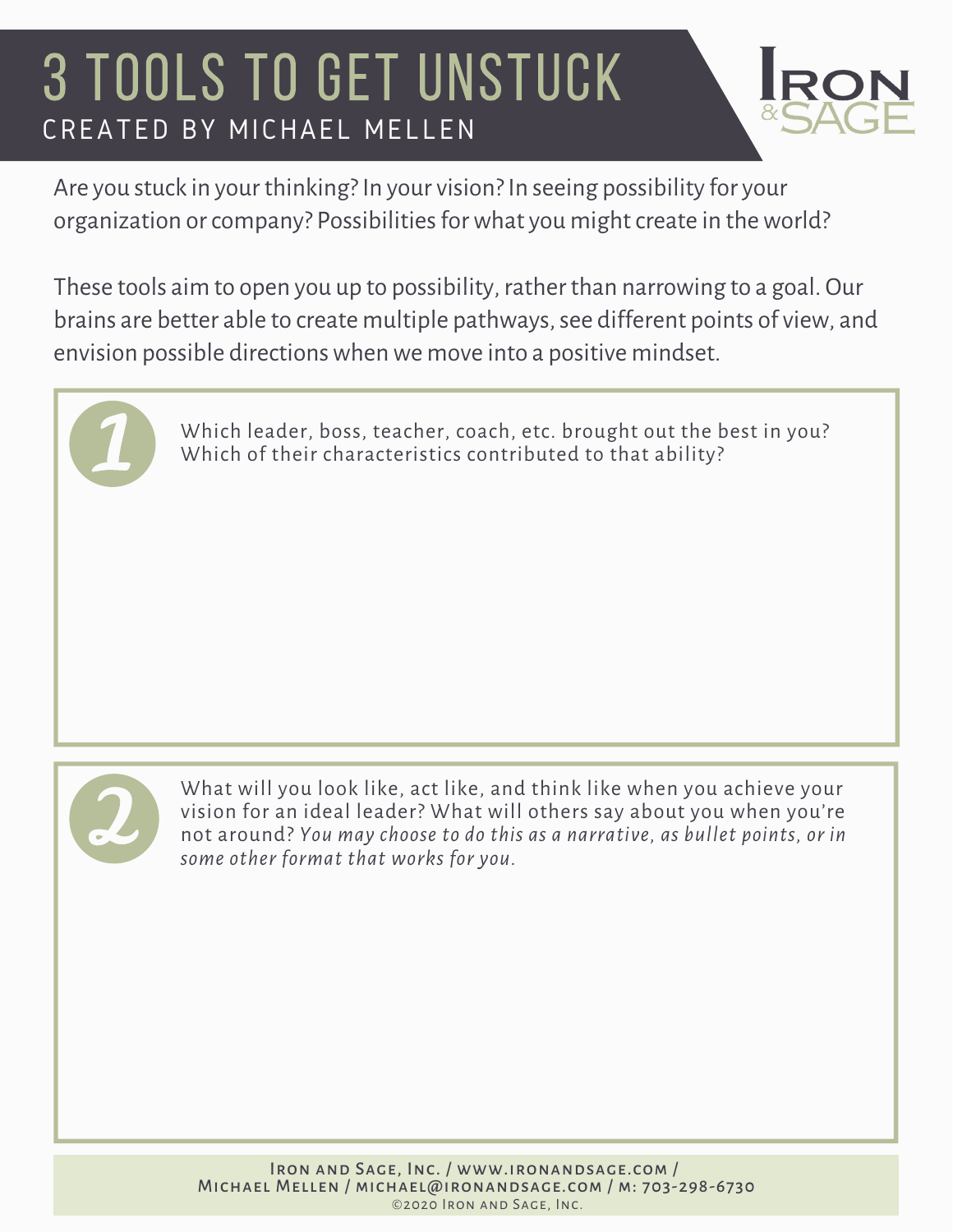# 3 TOOLS TO GET UNSTUCK

## CREATED BY MICHAEL MELLEN

IRON & SAGE

Are you stuck in your thinking? In your vision? In seeing possibility for your organization or company? Possibilities for what you might create in the world?

These tools aim to open you up to possibility, rather than narrowing to a goal. Our brains are better able to create multiple pathways, see different points of view, and envision possible directions when we move into a positive mindset.

**1** Which leader, boss, teacher, coach, etc. brought out the best in you? Which of their characteristics contributed to that ability?

**2** What will you look like, act like, and think like when you achieve your vision for an ideal leader? What will others say about you when you're not around? *You may choose to do this as a narrative, as bullet points, or in some other format that works for you.*

Iron and Sage, Inc. / www.ironandsage.com / Michael Mellen / michael@ironandsage.com / M: 703-298-6730
©2020 Iron and Sage, Inc.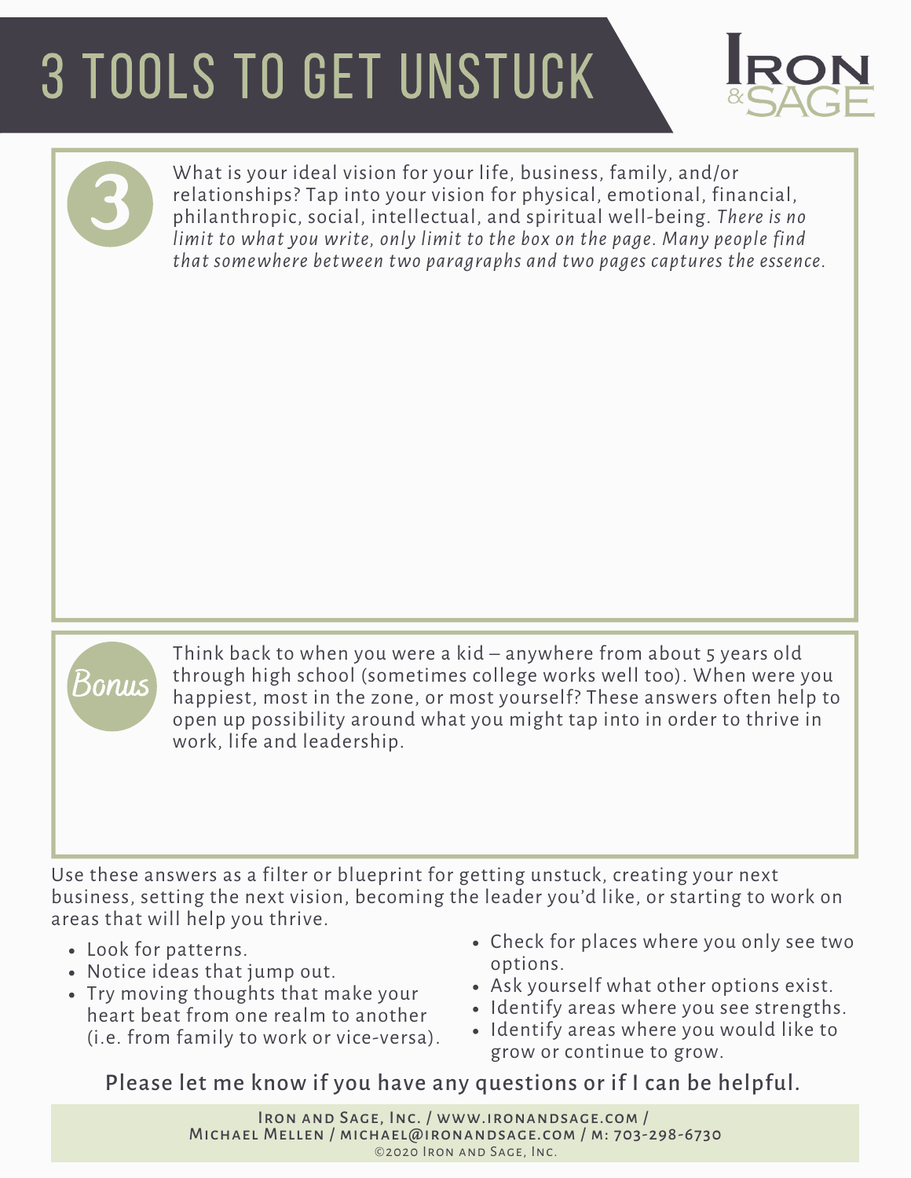# 3 TOOLS TO GET UNSTUCK

IRON & SAGE

**3**

What is your ideal vision for your life, business, family, and/or relationships? Tap into your vision for physical, emotional, financial, philanthropic, social, intellectual, and spiritual well-being. *There is no limit to what you write, only limit to the box on the page. Many people find that somewhere between two paragraphs and two pages captures the essence.*

**Bonus**

Think back to when you were a kid – anywhere from about 5 years old through high school (sometimes college works well too). When were you happiest, most in the zone, or most yourself? These answers often help to open up possibility around what you might tap into in order to thrive in work, life and leadership.

Use these answers as a filter or blueprint for getting unstuck, creating your next business, setting the next vision, becoming the leader you'd like, or starting to work on areas that will help you thrive.

- Look for patterns.
- Notice ideas that jump out.
- Try moving thoughts that make your heart beat from one realm to another (i.e. from family to work or vice-versa).
- Check for places where you only see two options.
- Ask yourself what other options exist.
- Identify areas where you see strengths.
- Identify areas where you would like to grow or continue to grow.

Please let me know if you have any questions or if I can be helpful.

Iron and Sage, Inc. / www.ironandsage.com /
Michael Mellen / michael@ironandsage.com / M: 703-298-6730
©2020 Iron and Sage, Inc.